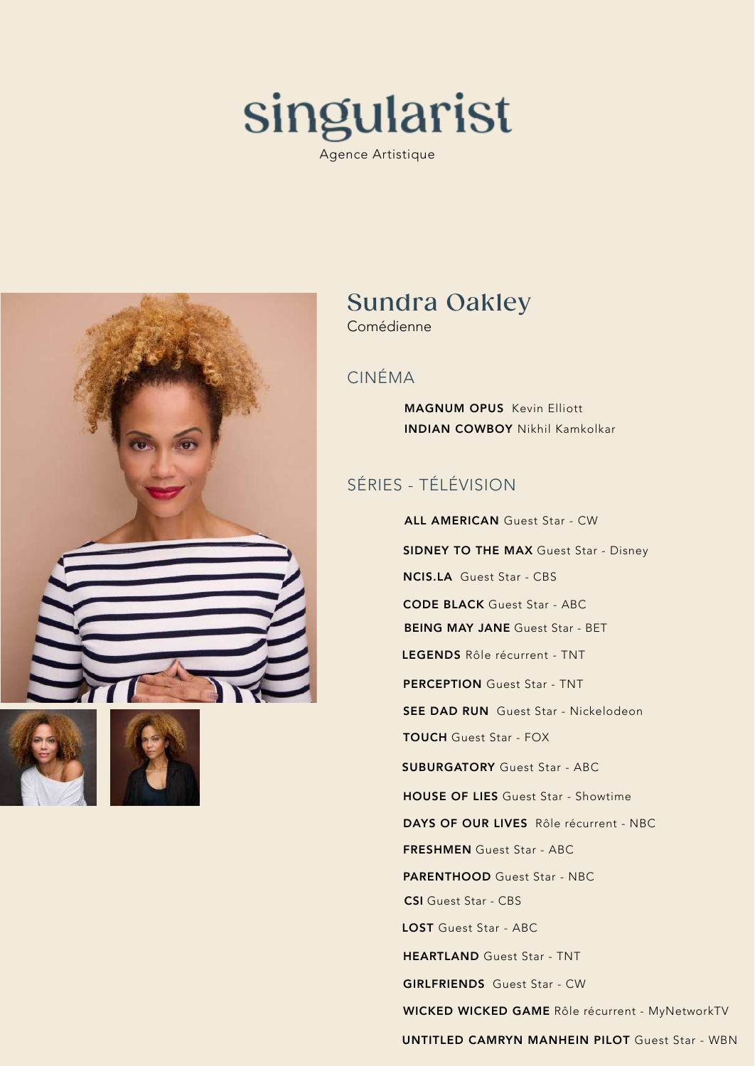# singularist

Agence Artistique

## Sundra Oakley

Comédienne

### CINÉMA

**MAGNUM OPUS** Kevin Elliott
**INDIAN COWBOY** Nikhil Kamkolkar

### SÉRIES - TÉLÉVISION

**ALL AMERICAN** Guest Star - CW

**SIDNEY TO THE MAX** Guest Star - Disney

**NCIS.LA** Guest Star - CBS

**CODE BLACK** Guest Star - ABC

**BEING MAY JANE** Guest Star - BET

**LEGENDS** Rôle récurrent - TNT

**PERCEPTION** Guest Star - TNT

**SEE DAD RUN** Guest Star - Nickelodeon

**TOUCH** Guest Star - FOX

**SUBURGATORY** Guest Star - ABC

**HOUSE OF LIES** Guest Star - Showtime

**DAYS OF OUR LIVES** Rôle récurrent - NBC

**FRESHMEN** Guest Star - ABC

**PARENTHOOD** Guest Star - NBC

**CSI** Guest Star - CBS

**LOST** Guest Star - ABC

**HEARTLAND** Guest Star - TNT

**GIRLFRIENDS** Guest Star - CW

**WICKED WICKED GAME** Rôle récurrent - MyNetworkTV

**UNTITLED CAMRYN MANHEIN PILOT** Guest Star - WBN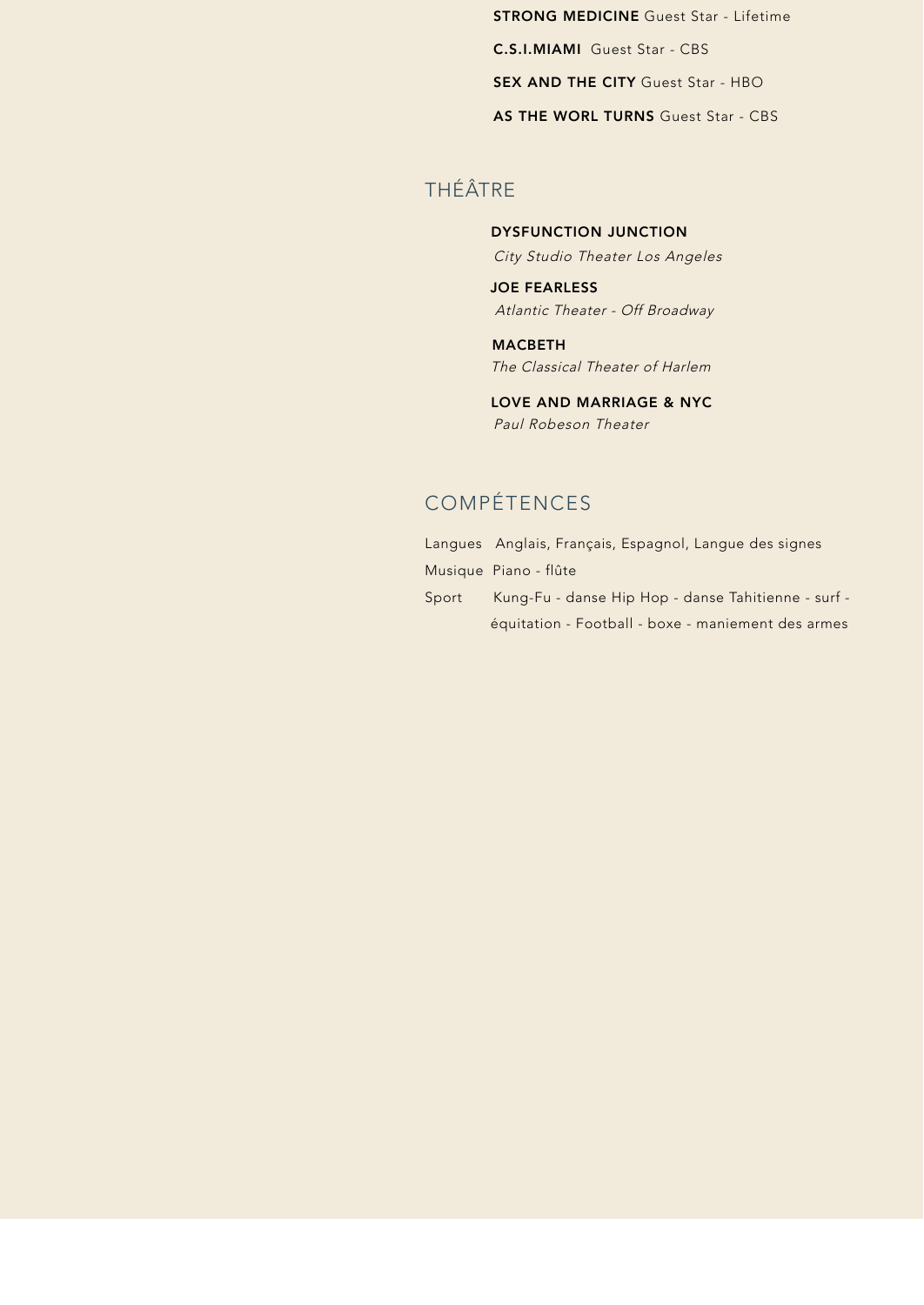**STRONG MEDICINE** Guest Star - Lifetime

**C.S.I.MIAMI** Guest Star - CBS

**SEX AND THE CITY** Guest Star - HBO

**AS THE WORL TURNS** Guest Star - CBS

## THÉÂTRE

**DYSFUNCTION JUNCTION**
*City Studio Theater Los Angeles*

**JOE FEARLESS**
*Atlantic Theater - Off Broadway*

**MACBETH**
*The Classical Theater of Harlem*

**LOVE AND MARRIAGE & NYC**
*Paul Robeson Theater*

## COMPÉTENCES

Langues Anglais, Français, Espagnol, Langue des signes

Musique Piano - flûte

Sport Kung-Fu - danse Hip Hop - danse Tahitienne - surf - équitation - Football - boxe - maniement des armes